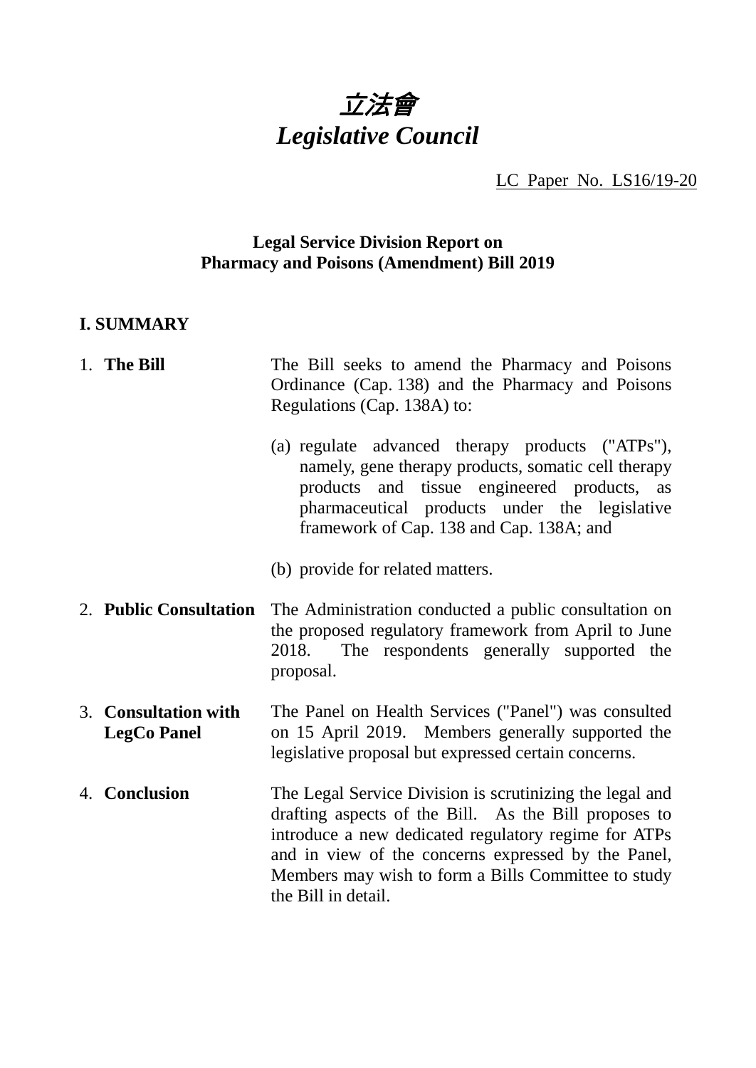# *立法會*
# *Legislative Council*

LC Paper No. LS16/19-20

**Legal Service Division Report on**
**Pharmacy and Poisons (Amendment) Bill 2019**

## I. SUMMARY

1. **The Bill** — The Bill seeks to amend the Pharmacy and Poisons Ordinance (Cap. 138) and the Pharmacy and Poisons Regulations (Cap. 138A) to:

   (a) regulate advanced therapy products ("ATPs"), namely, gene therapy products, somatic cell therapy products and tissue engineered products, as pharmaceutical products under the legislative framework of Cap. 138 and Cap. 138A; and

   (b) provide for related matters.

2. **Public Consultation** — The Administration conducted a public consultation on the proposed regulatory framework from April to June 2018. The respondents generally supported the proposal.

3. **Consultation with LegCo Panel** — The Panel on Health Services ("Panel") was consulted on 15 April 2019. Members generally supported the legislative proposal but expressed certain concerns.

4. **Conclusion** — The Legal Service Division is scrutinizing the legal and drafting aspects of the Bill. As the Bill proposes to introduce a new dedicated regulatory regime for ATPs and in view of the concerns expressed by the Panel, Members may wish to form a Bills Committee to study the Bill in detail.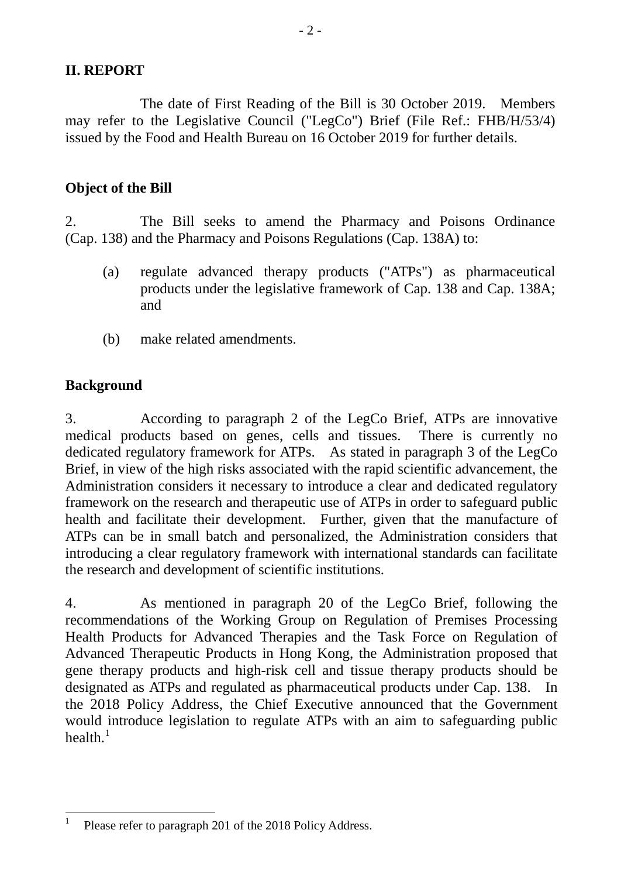## II. REPORT

The date of First Reading of the Bill is 30 October 2019. Members may refer to the Legislative Council ("LegCo") Brief (File Ref.: FHB/H/53/4) issued by the Food and Health Bureau on 16 October 2019 for further details.

### Object of the Bill

2. The Bill seeks to amend the Pharmacy and Poisons Ordinance (Cap. 138) and the Pharmacy and Poisons Regulations (Cap. 138A) to:

(a) regulate advanced therapy products ("ATPs") as pharmaceutical products under the legislative framework of Cap. 138 and Cap. 138A; and

(b) make related amendments.

### Background

3. According to paragraph 2 of the LegCo Brief, ATPs are innovative medical products based on genes, cells and tissues. There is currently no dedicated regulatory framework for ATPs. As stated in paragraph 3 of the LegCo Brief, in view of the high risks associated with the rapid scientific advancement, the Administration considers it necessary to introduce a clear and dedicated regulatory framework on the research and therapeutic use of ATPs in order to safeguard public health and facilitate their development. Further, given that the manufacture of ATPs can be in small batch and personalized, the Administration considers that introducing a clear regulatory framework with international standards can facilitate the research and development of scientific institutions.

4. As mentioned in paragraph 20 of the LegCo Brief, following the recommendations of the Working Group on Regulation of Premises Processing Health Products for Advanced Therapies and the Task Force on Regulation of Advanced Therapeutic Products in Hong Kong, the Administration proposed that gene therapy products and high-risk cell and tissue therapy products should be designated as ATPs and regulated as pharmaceutical products under Cap. 138. In the 2018 Policy Address, the Chief Executive announced that the Government would introduce legislation to regulate ATPs with an aim to safeguarding public health.[1]

[1] Please refer to paragraph 201 of the 2018 Policy Address.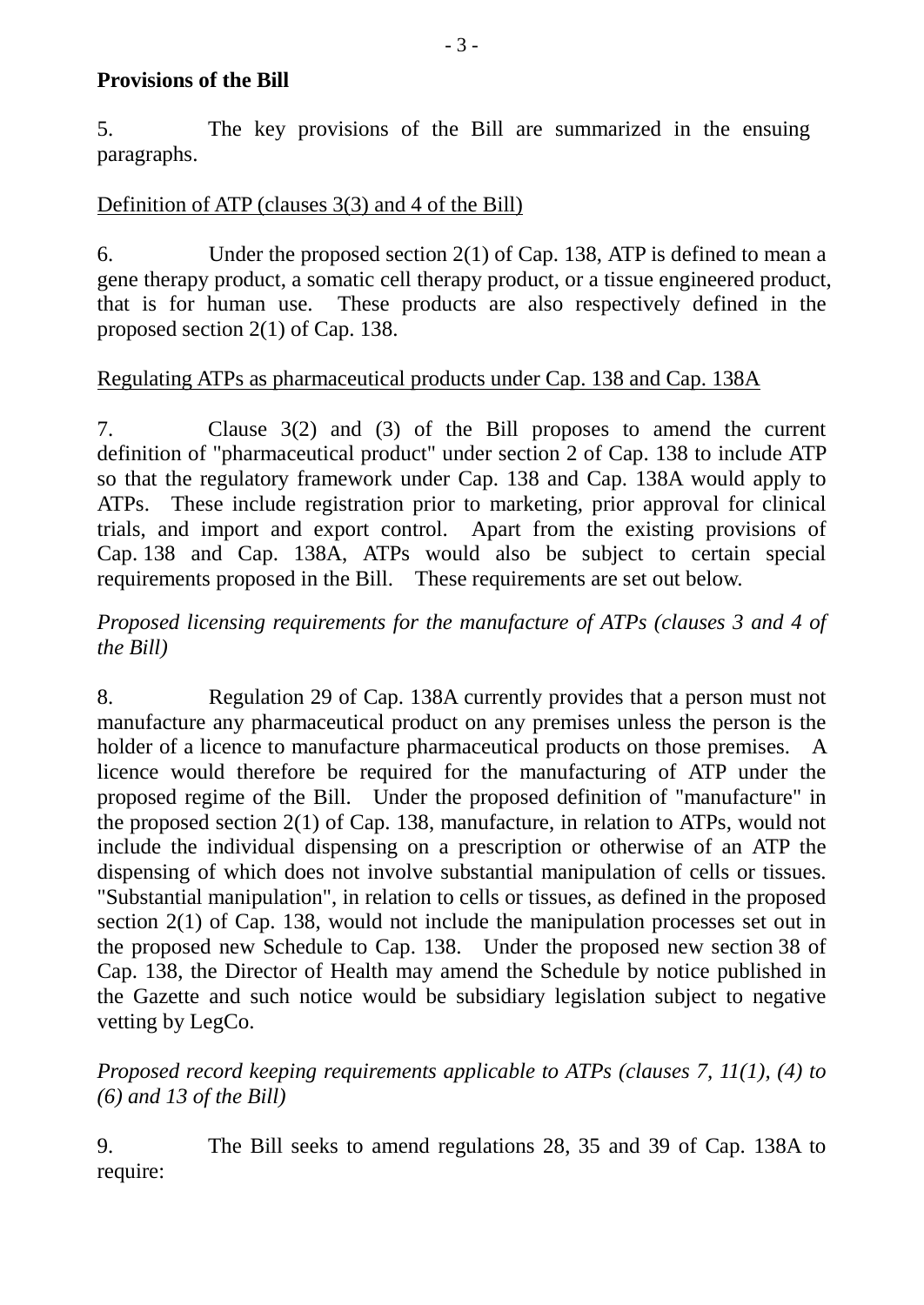**Provisions of the Bill**

5. The key provisions of the Bill are summarized in the ensuing paragraphs.

Definition of ATP (clauses 3(3) and 4 of the Bill)

6. Under the proposed section 2(1) of Cap. 138, ATP is defined to mean a gene therapy product, a somatic cell therapy product, or a tissue engineered product, that is for human use. These products are also respectively defined in the proposed section 2(1) of Cap. 138.

Regulating ATPs as pharmaceutical products under Cap. 138 and Cap. 138A

7. Clause 3(2) and (3) of the Bill proposes to amend the current definition of "pharmaceutical product" under section 2 of Cap. 138 to include ATP so that the regulatory framework under Cap. 138 and Cap. 138A would apply to ATPs. These include registration prior to marketing, prior approval for clinical trials, and import and export control. Apart from the existing provisions of Cap. 138 and Cap. 138A, ATPs would also be subject to certain special requirements proposed in the Bill. These requirements are set out below.

*Proposed licensing requirements for the manufacture of ATPs (clauses 3 and 4 of the Bill)*

8. Regulation 29 of Cap. 138A currently provides that a person must not manufacture any pharmaceutical product on any premises unless the person is the holder of a licence to manufacture pharmaceutical products on those premises. A licence would therefore be required for the manufacturing of ATP under the proposed regime of the Bill. Under the proposed definition of "manufacture" in the proposed section 2(1) of Cap. 138, manufacture, in relation to ATPs, would not include the individual dispensing on a prescription or otherwise of an ATP the dispensing of which does not involve substantial manipulation of cells or tissues. "Substantial manipulation", in relation to cells or tissues, as defined in the proposed section 2(1) of Cap. 138, would not include the manipulation processes set out in the proposed new Schedule to Cap. 138. Under the proposed new section 38 of Cap. 138, the Director of Health may amend the Schedule by notice published in the Gazette and such notice would be subsidiary legislation subject to negative vetting by LegCo.

*Proposed record keeping requirements applicable to ATPs (clauses 7, 11(1), (4) to (6) and 13 of the Bill)*

9. The Bill seeks to amend regulations 28, 35 and 39 of Cap. 138A to require: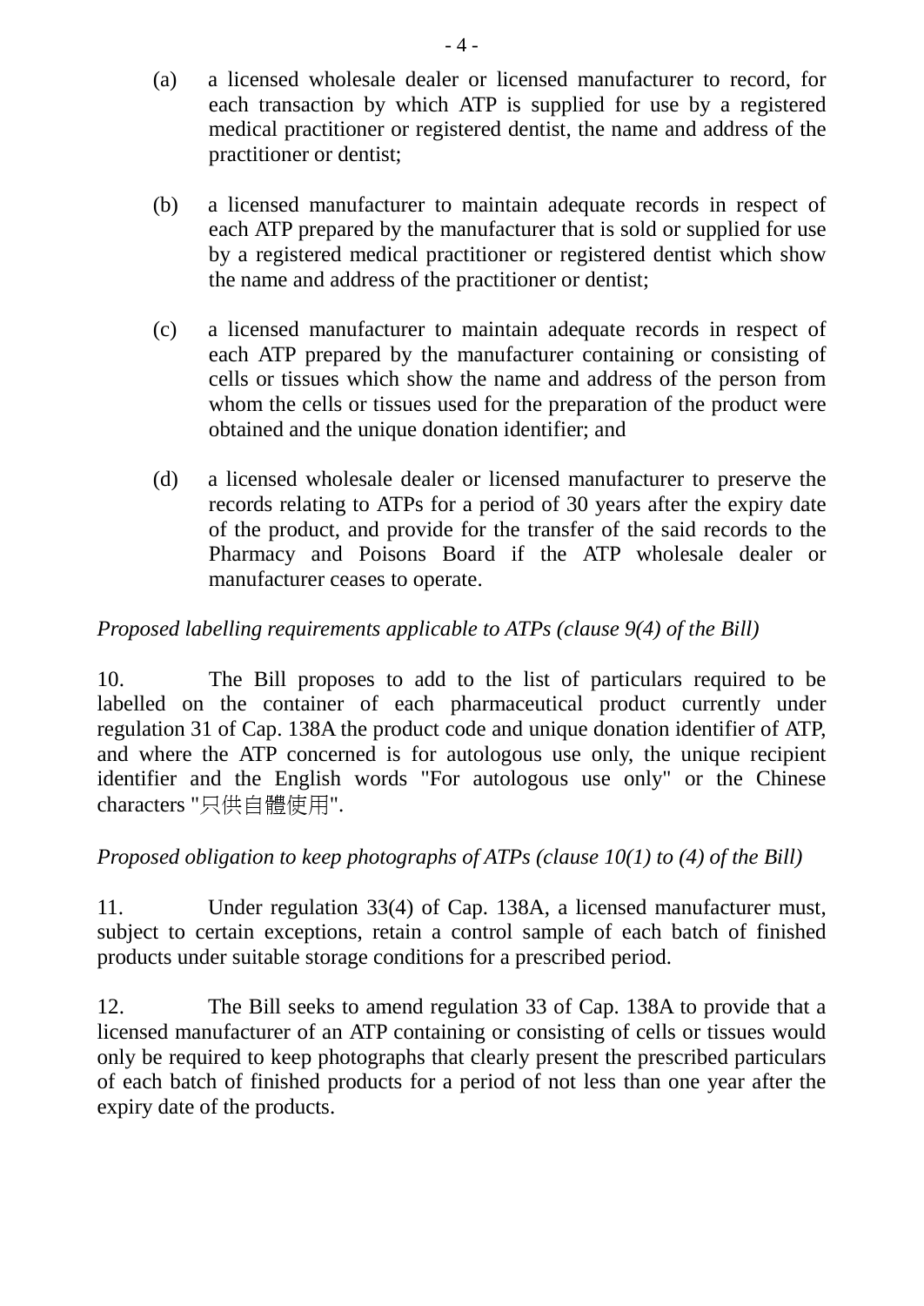(a) a licensed wholesale dealer or licensed manufacturer to record, for each transaction by which ATP is supplied for use by a registered medical practitioner or registered dentist, the name and address of the practitioner or dentist;

(b) a licensed manufacturer to maintain adequate records in respect of each ATP prepared by the manufacturer that is sold or supplied for use by a registered medical practitioner or registered dentist which show the name and address of the practitioner or dentist;

(c) a licensed manufacturer to maintain adequate records in respect of each ATP prepared by the manufacturer containing or consisting of cells or tissues which show the name and address of the person from whom the cells or tissues used for the preparation of the product were obtained and the unique donation identifier; and

(d) a licensed wholesale dealer or licensed manufacturer to preserve the records relating to ATPs for a period of 30 years after the expiry date of the product, and provide for the transfer of the said records to the Pharmacy and Poisons Board if the ATP wholesale dealer or manufacturer ceases to operate.

*Proposed labelling requirements applicable to ATPs (clause 9(4) of the Bill)*

10. The Bill proposes to add to the list of particulars required to be labelled on the container of each pharmaceutical product currently under regulation 31 of Cap. 138A the product code and unique donation identifier of ATP, and where the ATP concerned is for autologous use only, the unique recipient identifier and the English words "For autologous use only" or the Chinese characters "只供自體使用".

*Proposed obligation to keep photographs of ATPs (clause 10(1) to (4) of the Bill)*

11. Under regulation 33(4) of Cap. 138A, a licensed manufacturer must, subject to certain exceptions, retain a control sample of each batch of finished products under suitable storage conditions for a prescribed period.

12. The Bill seeks to amend regulation 33 of Cap. 138A to provide that a licensed manufacturer of an ATP containing or consisting of cells or tissues would only be required to keep photographs that clearly present the prescribed particulars of each batch of finished products for a period of not less than one year after the expiry date of the products.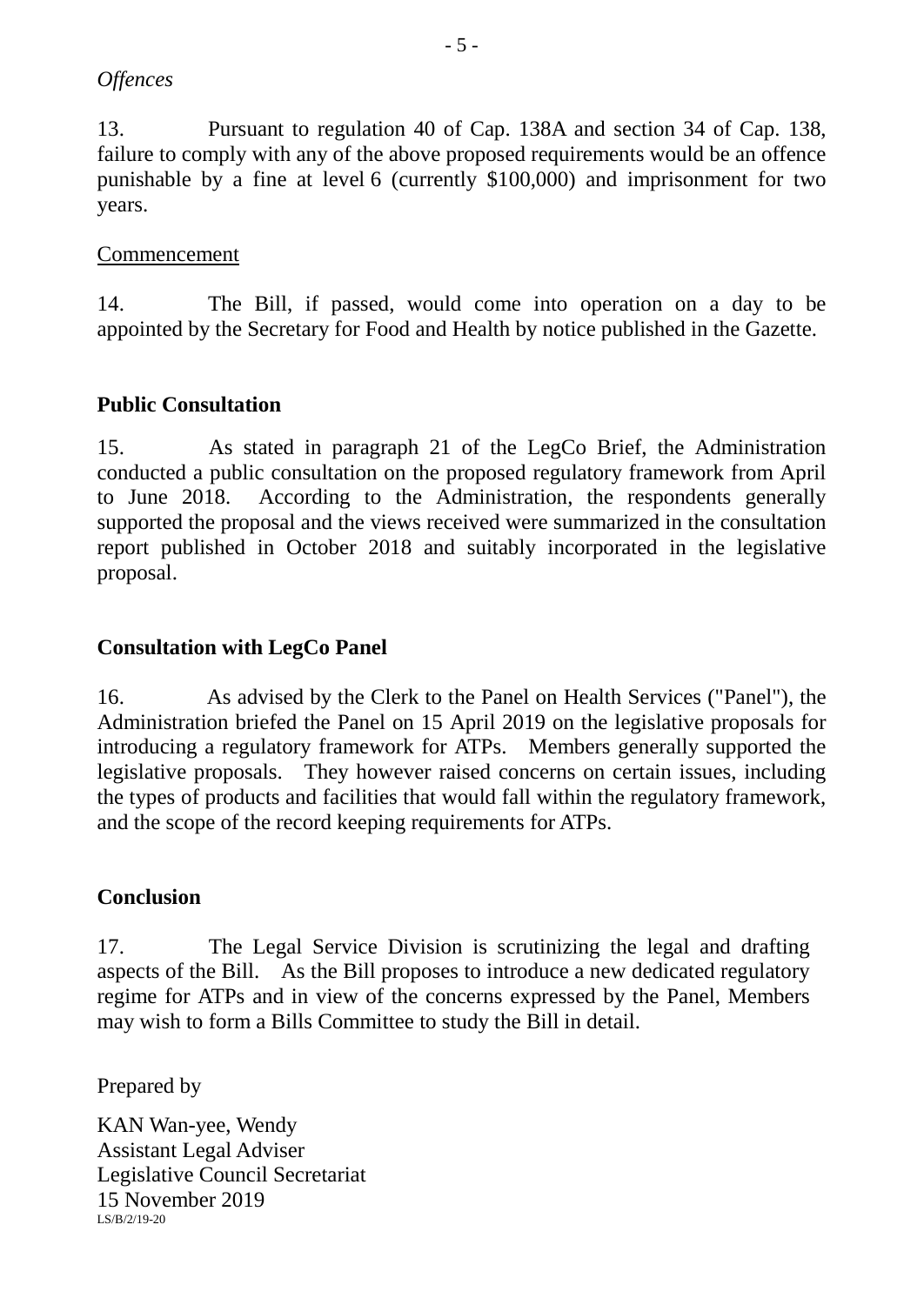*Offences*

13. Pursuant to regulation 40 of Cap. 138A and section 34 of Cap. 138, failure to comply with any of the above proposed requirements would be an offence punishable by a fine at level 6 (currently $100,000) and imprisonment for two years.

Commencement

14. The Bill, if passed, would come into operation on a day to be appointed by the Secretary for Food and Health by notice published in the Gazette.

**Public Consultation**

15. As stated in paragraph 21 of the LegCo Brief, the Administration conducted a public consultation on the proposed regulatory framework from April to June 2018. According to the Administration, the respondents generally supported the proposal and the views received were summarized in the consultation report published in October 2018 and suitably incorporated in the legislative proposal.

**Consultation with LegCo Panel**

16. As advised by the Clerk to the Panel on Health Services ("Panel"), the Administration briefed the Panel on 15 April 2019 on the legislative proposals for introducing a regulatory framework for ATPs. Members generally supported the legislative proposals. They however raised concerns on certain issues, including the types of products and facilities that would fall within the regulatory framework, and the scope of the record keeping requirements for ATPs.

**Conclusion**

17. The Legal Service Division is scrutinizing the legal and drafting aspects of the Bill. As the Bill proposes to introduce a new dedicated regulatory regime for ATPs and in view of the concerns expressed by the Panel, Members may wish to form a Bills Committee to study the Bill in detail.

Prepared by

KAN Wan-yee, Wendy
Assistant Legal Adviser
Legislative Council Secretariat
15 November 2019
LS/B/2/19-20